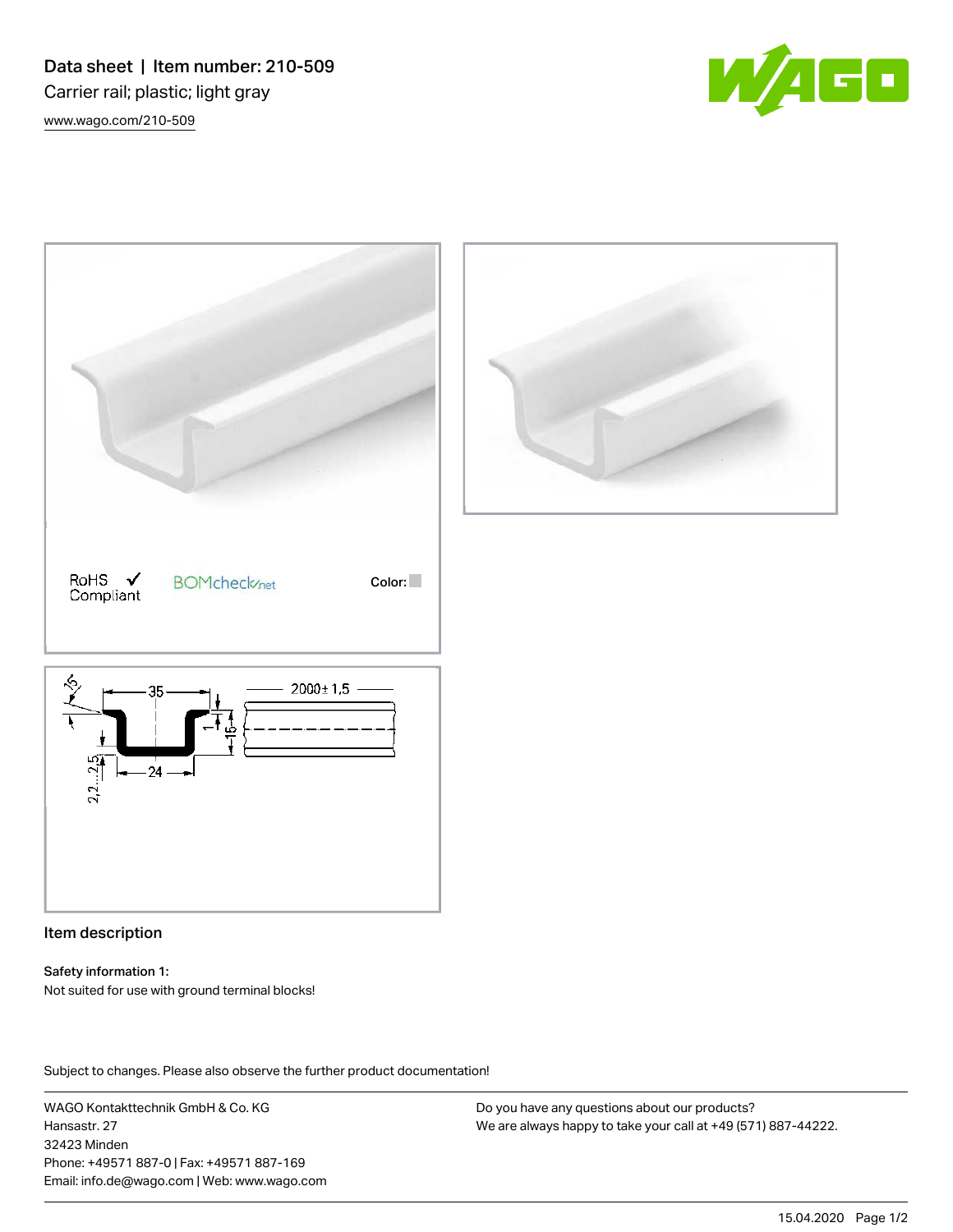# Data sheet | Item number: 210-509

Carrier rail; plastic; light gray

www.wago.com/210-509

RoHS Compliant ✓ BOMcheck.net Color:

## Item description

**Safety information 1:**

Not suited for use with ground terminal blocks!

Subject to changes. Please also observe the further product documentation!

WAGO Kontakttechnik GmbH & Co. KG
Hansastr. 27
32423 Minden
Phone: +49571 887-0 | Fax: +49571 887-169
Email: info.de@wago.com | Web: www.wago.com

Do you have any questions about our products?
We are always happy to take your call at +49 (571) 887-44222.

15.04.2020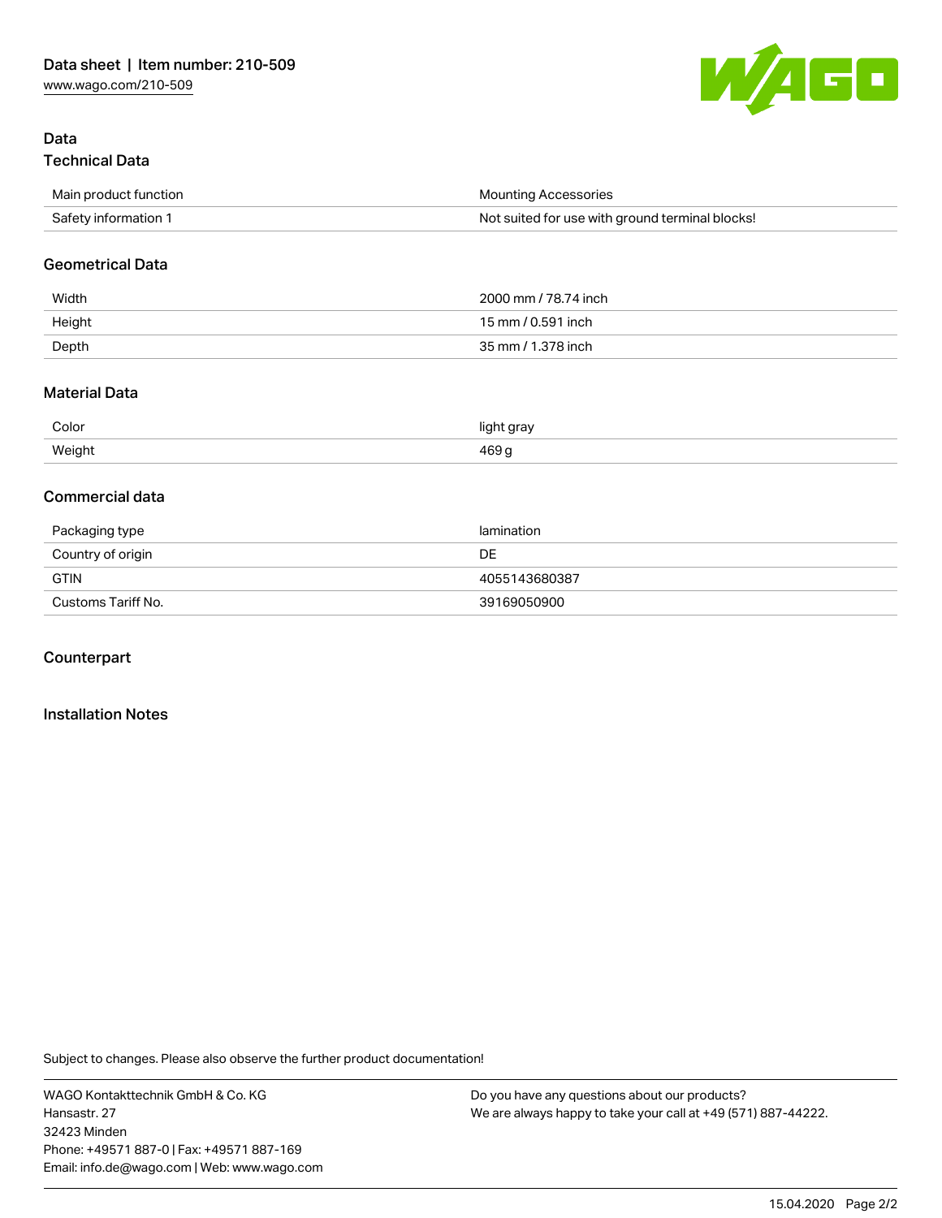Data sheet | Item number: 210-509
www.wago.com/210-509

## Data

### Technical Data

| | |
|---|---|
| Main product function | Mounting Accessories |
| Safety information 1 | Not suited for use with ground terminal blocks! |

### Geometrical Data

| | |
|---|---|
| Width | 2000 mm / 78.74 inch |
| Height | 15 mm / 0.591 inch |
| Depth | 35 mm / 1.378 inch |

### Material Data

| | |
|---|---|
| Color | light gray |
| Weight | 469 g |

### Commercial data

| | |
|---|---|
| Packaging type | lamination |
| Country of origin | DE |
| GTIN | 4055143680387 |
| Customs Tariff No. | 39169050900 |

### Counterpart

### Installation Notes

Subject to changes. Please also observe the further product documentation!

WAGO Kontakttechnik GmbH & Co. KG
Hansastr. 27
32423 Minden
Phone: +49571 887-0 | Fax: +49571 887-169
Email: info.de@wago.com | Web: www.wago.com

Do you have any questions about our products?
We are always happy to take your call at +49 (571) 887-44222.

15.04.2020